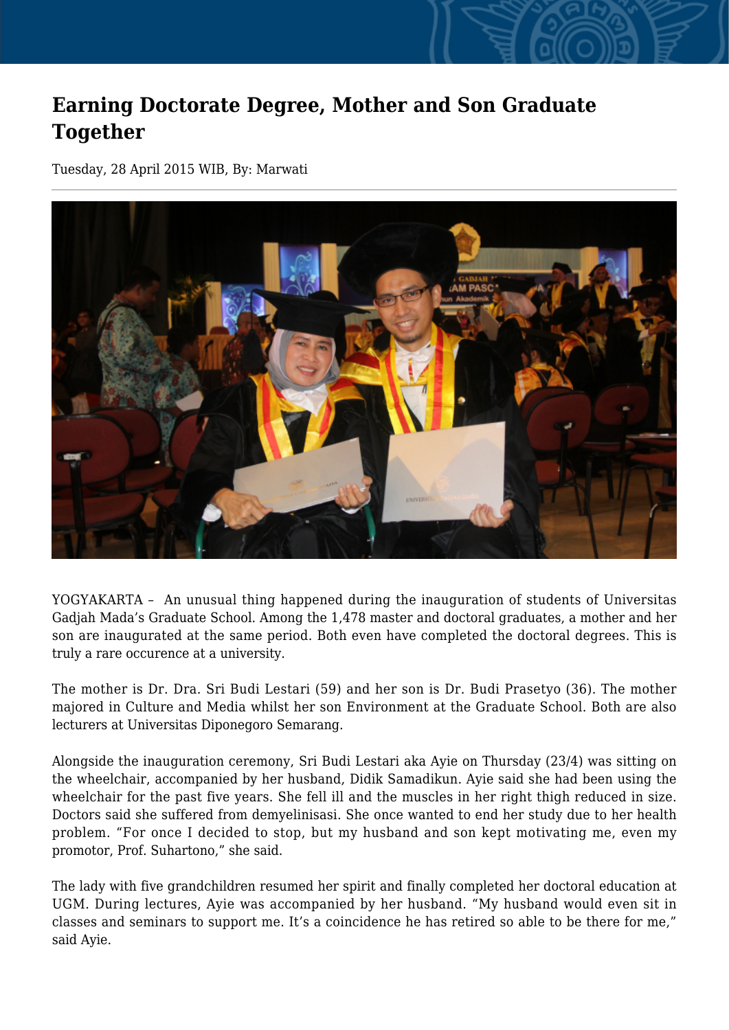# Earning Doctorate Degree, Mother and Son Graduate Together

Tuesday, 28 April 2015 WIB, By: Marwati

YOGYAKARTA – An unusual thing happened during the inauguration of students of Universitas Gadjah Mada's Graduate School. Among the 1,478 master and doctoral graduates, a mother and her son are inaugurated at the same period. Both even have completed the doctoral degrees. This is truly a rare occurence at a university.

The mother is Dr. Dra. Sri Budi Lestari (59) and her son is Dr. Budi Prasetyo (36). The mother majored in Culture and Media whilst her son Environment at the Graduate School. Both are also lecturers at Universitas Diponegoro Semarang.

Alongside the inauguration ceremony, Sri Budi Lestari aka Ayie on Thursday (23/4) was sitting on the wheelchair, accompanied by her husband, Didik Samadikun. Ayie said she had been using the wheelchair for the past five years. She fell ill and the muscles in her right thigh reduced in size. Doctors said she suffered from demyelinisasi. She once wanted to end her study due to her health problem. "For once I decided to stop, but my husband and son kept motivating me, even my promotor, Prof. Suhartono," she said.

The lady with five grandchildren resumed her spirit and finally completed her doctoral education at UGM. During lectures, Ayie was accompanied by her husband. "My husband would even sit in classes and seminars to support me. It's a coincidence he has retired so able to be there for me," said Ayie.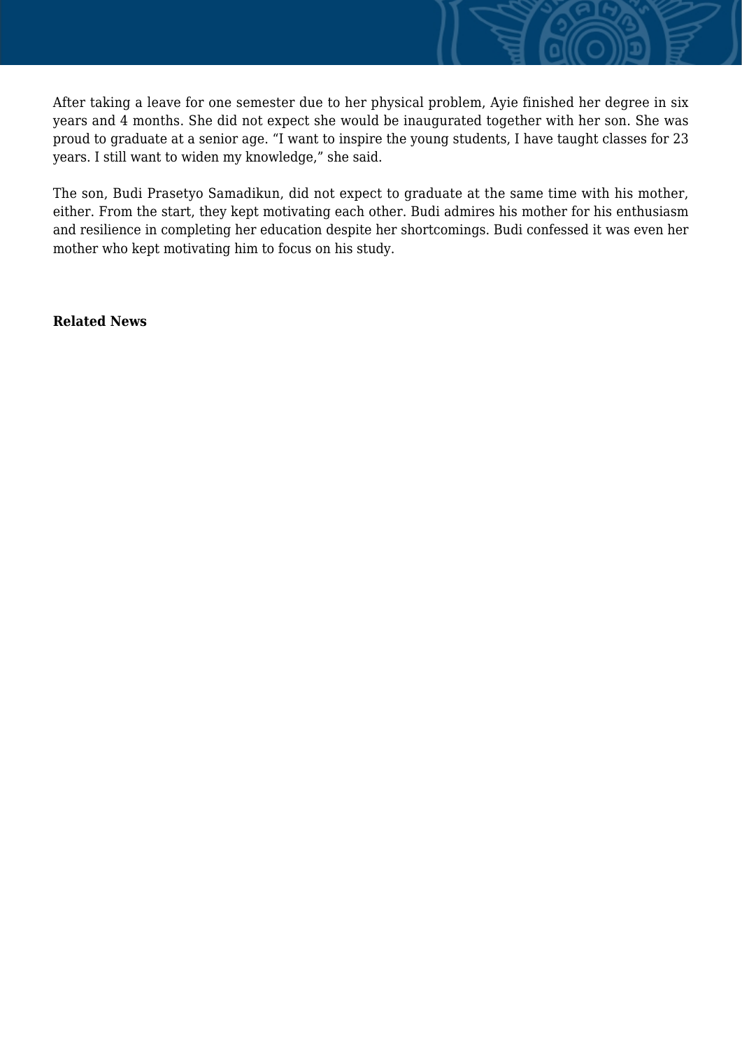After taking a leave for one semester due to her physical problem, Ayie finished her degree in six years and 4 months. She did not expect she would be inaugurated together with her son. She was proud to graduate at a senior age. “I want to inspire the young students, I have taught classes for 23 years. I still want to widen my knowledge,” she said.

The son, Budi Prasetyo Samadikun, did not expect to graduate at the same time with his mother, either. From the start, they kept motivating each other. Budi admires his mother for his enthusiasm and resilience in completing her education despite her shortcomings. Budi confessed it was even her mother who kept motivating him to focus on his study.

**Related News**